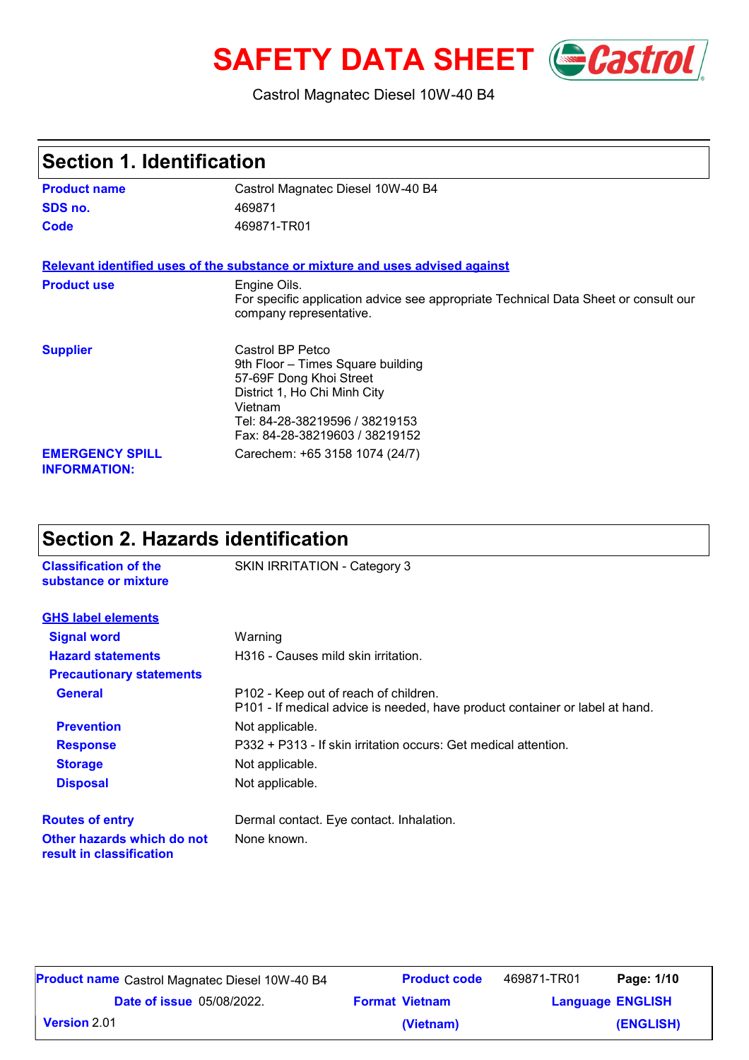# SAFETY DATA SHEET

Castrol Magnatec Diesel 10W-40 B4

## Section 1. Identification

| | |
|---|---|
| **Product name** | Castrol Magnatec Diesel 10W-40 B4 |
| **SDS no.** | 469871 |
| **Code** | 469871-TR01 |

**Relevant identified uses of the substance or mixture and uses advised against**

| | |
|---|---|
| **Product use** | Engine Oils. For specific application advice see appropriate Technical Data Sheet or consult our company representative. |
| **Supplier** | Castrol BP Petco<br>9th Floor – Times Square building<br>57-69F Dong Khoi Street<br>District 1, Ho Chi Minh City<br>Vietnam<br>Tel: 84-28-38219596 / 38219153<br>Fax: 84-28-38219603 / 38219152 |
| **EMERGENCY SPILL INFORMATION:** | Carechem: +65 3158 1074 (24/7) |

## Section 2. Hazards identification

| | |
|---|---|
| **Classification of the substance or mixture** | SKIN IRRITATION - Category 3 |

**GHS label elements**

| | |
|---|---|
| **Signal word** | Warning |
| **Hazard statements** | H316 - Causes mild skin irritation. |
| **Precautionary statements** | |
| **General** | P102 - Keep out of reach of children.<br>P101 - If medical advice is needed, have product container or label at hand. |
| **Prevention** | Not applicable. |
| **Response** | P332 + P313 - If skin irritation occurs: Get medical attention. |
| **Storage** | Not applicable. |
| **Disposal** | Not applicable. |

| | |
|---|---|
| **Routes of entry** | Dermal contact. Eye contact. Inhalation. |
| **Other hazards which do not result in classification** | None known. |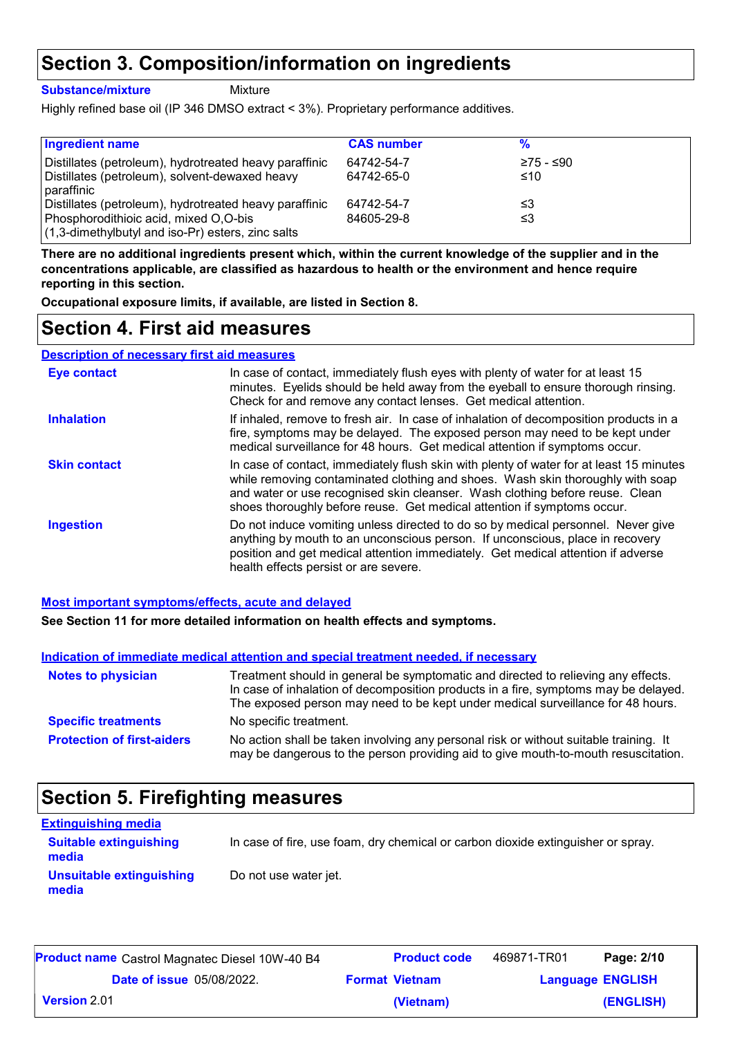## Section 3. Composition/information on ingredients

**Substance/mixture** Mixture

Highly refined base oil (IP 346 DMSO extract < 3%). Proprietary performance additives.

| Ingredient name | CAS number | % |
|---|---|---|
| Distillates (petroleum), hydrotreated heavy paraffinic | 64742-54-7 | ≥75 - ≤90 |
| Distillates (petroleum), solvent-dewaxed heavy paraffinic | 64742-65-0 | ≤10 |
| Distillates (petroleum), hydrotreated heavy paraffinic | 64742-54-7 | ≤3 |
| Phosphorodithioic acid, mixed O,O-bis (1,3-dimethylbutyl and iso-Pr) esters, zinc salts | 84605-29-8 | ≤3 |

**There are no additional ingredients present which, within the current knowledge of the supplier and in the concentrations applicable, are classified as hazardous to health or the environment and hence require reporting in this section.**

**Occupational exposure limits, if available, are listed in Section 8.**

## Section 4. First aid measures

### Description of necessary first aid measures

**Eye contact**: In case of contact, immediately flush eyes with plenty of water for at least 15 minutes. Eyelids should be held away from the eyeball to ensure thorough rinsing. Check for and remove any contact lenses. Get medical attention.

**Inhalation**: If inhaled, remove to fresh air. In case of inhalation of decomposition products in a fire, symptoms may be delayed. The exposed person may need to be kept under medical surveillance for 48 hours. Get medical attention if symptoms occur.

**Skin contact**: In case of contact, immediately flush skin with plenty of water for at least 15 minutes while removing contaminated clothing and shoes. Wash skin thoroughly with soap and water or use recognised skin cleanser. Wash clothing before reuse. Clean shoes thoroughly before reuse. Get medical attention if symptoms occur.

**Ingestion**: Do not induce vomiting unless directed to do so by medical personnel. Never give anything by mouth to an unconscious person. If unconscious, place in recovery position and get medical attention immediately. Get medical attention if adverse health effects persist or are severe.

### Most important symptoms/effects, acute and delayed

**See Section 11 for more detailed information on health effects and symptoms.**

### Indication of immediate medical attention and special treatment needed, if necessary

**Notes to physician**: Treatment should in general be symptomatic and directed to relieving any effects. In case of inhalation of decomposition products in a fire, symptoms may be delayed. The exposed person may need to be kept under medical surveillance for 48 hours.

**Specific treatments**: No specific treatment.

**Protection of first-aiders**: No action shall be taken involving any personal risk or without suitable training. It may be dangerous to the person providing aid to give mouth-to-mouth resuscitation.

## Section 5. Firefighting measures

### Extinguishing media

**Suitable extinguishing media**: In case of fire, use foam, dry chemical or carbon dioxide extinguisher or spray.

**Unsuitable extinguishing media**: Do not use water jet.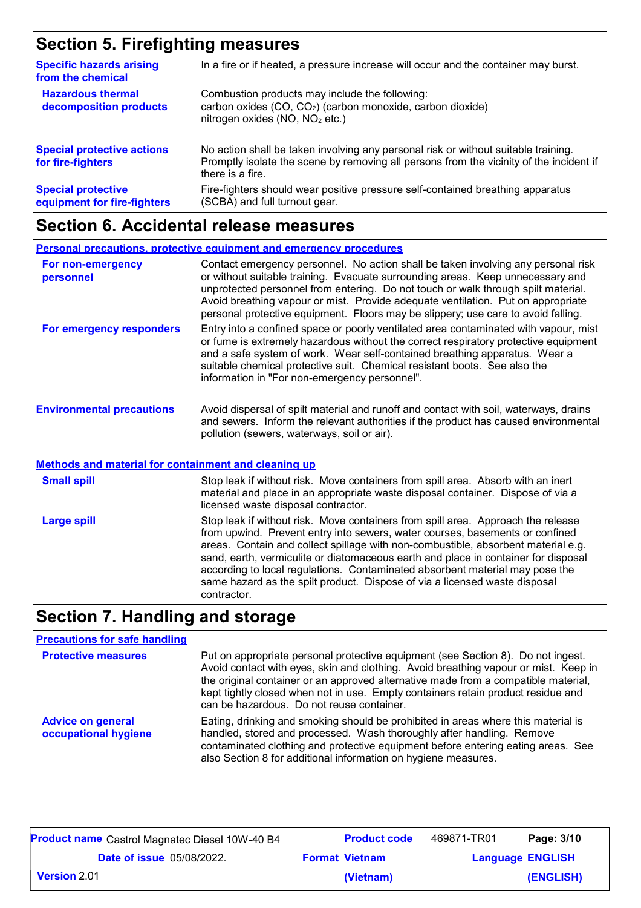## Section 5. Firefighting measures

| | |
|---|---|
| **Specific hazards arising from the chemical** | In a fire or if heated, a pressure increase will occur and the container may burst. |
| **Hazardous thermal decomposition products** | Combustion products may include the following:<br>carbon oxides ($CO$, $CO_2$) (carbon monoxide, carbon dioxide)<br>nitrogen oxides ($NO$, $NO_2$ etc.) |
| **Special protective actions for fire-fighters** | No action shall be taken involving any personal risk or without suitable training. Promptly isolate the scene by removing all persons from the vicinity of the incident if there is a fire. |
| **Special protective equipment for fire-fighters** | Fire-fighters should wear positive pressure self-contained breathing apparatus (SCBA) and full turnout gear. |

## Section 6. Accidental release measures

### Personal precautions, protective equipment and emergency procedures

| | |
|---|---|
| **For non-emergency personnel** | Contact emergency personnel. No action shall be taken involving any personal risk or without suitable training. Evacuate surrounding areas. Keep unnecessary and unprotected personnel from entering. Do not touch or walk through spilt material. Avoid breathing vapour or mist. Provide adequate ventilation. Put on appropriate personal protective equipment. Floors may be slippery; use care to avoid falling. |
| **For emergency responders** | Entry into a confined space or poorly ventilated area contaminated with vapour, mist or fume is extremely hazardous without the correct respiratory protective equipment and a safe system of work. Wear self-contained breathing apparatus. Wear a suitable chemical protective suit. Chemical resistant boots. See also the information in "For non-emergency personnel". |
| **Environmental precautions** | Avoid dispersal of spilt material and runoff and contact with soil, waterways, drains and sewers. Inform the relevant authorities if the product has caused environmental pollution (sewers, waterways, soil or air). |

### Methods and material for containment and cleaning up

| | |
|---|---|
| **Small spill** | Stop leak if without risk. Move containers from spill area. Absorb with an inert material and place in an appropriate waste disposal container. Dispose of via a licensed waste disposal contractor. |
| **Large spill** | Stop leak if without risk. Move containers from spill area. Approach the release from upwind. Prevent entry into sewers, water courses, basements or confined areas. Contain and collect spillage with non-combustible, absorbent material e.g. sand, earth, vermiculite or diatomaceous earth and place in container for disposal according to local regulations. Contaminated absorbent material may pose the same hazard as the spilt product. Dispose of via a licensed waste disposal contractor. |

## Section 7. Handling and storage

### Precautions for safe handling

| | |
|---|---|
| **Protective measures** | Put on appropriate personal protective equipment (see Section 8). Do not ingest. Avoid contact with eyes, skin and clothing. Avoid breathing vapour or mist. Keep in the original container or an approved alternative made from a compatible material, kept tightly closed when not in use. Empty containers retain product residue and can be hazardous. Do not reuse container. |
| **Advice on general occupational hygiene** | Eating, drinking and smoking should be prohibited in areas where this material is handled, stored and processed. Wash thoroughly after handling. Remove contaminated clothing and protective equipment before entering eating areas. See also Section 8 for additional information on hygiene measures. |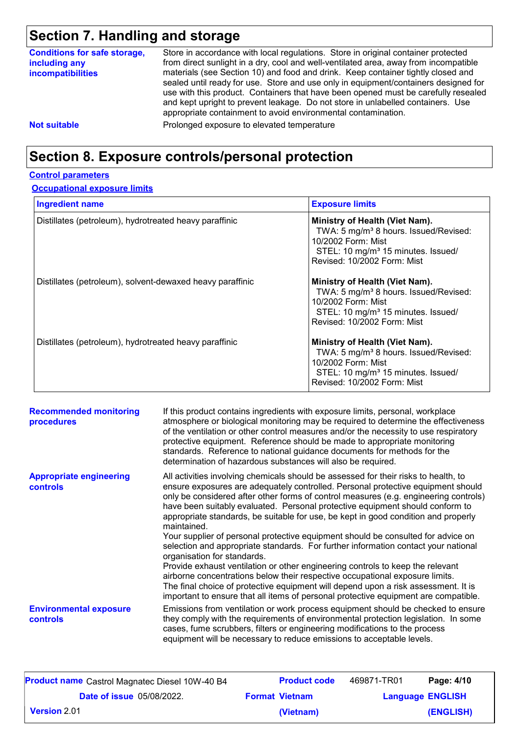## Section 7. Handling and storage

**Conditions for safe storage, including any incompatibilities**

Store in accordance with local regulations. Store in original container protected from direct sunlight in a dry, cool and well-ventilated area, away from incompatible materials (see Section 10) and food and drink. Keep container tightly closed and sealed until ready for use. Store and use only in equipment/containers designed for use with this product. Containers that have been opened must be carefully resealed and kept upright to prevent leakage. Do not store in unlabelled containers. Use appropriate containment to avoid environmental contamination.

**Not suitable**

Prolonged exposure to elevated temperature

## Section 8. Exposure controls/personal protection

**Control parameters**

**Occupational exposure limits**

| Ingredient name | Exposure limits |
|---|---|
| Distillates (petroleum), hydrotreated heavy paraffinic | **Ministry of Health (Viet Nam).** TWA: 5 mg/m³ 8 hours. Issued/Revised: 10/2002 Form: Mist STEL: 10 mg/m³ 15 minutes. Issued/Revised: 10/2002 Form: Mist |
| Distillates (petroleum), solvent-dewaxed heavy paraffinic | **Ministry of Health (Viet Nam).** TWA: 5 mg/m³ 8 hours. Issued/Revised: 10/2002 Form: Mist STEL: 10 mg/m³ 15 minutes. Issued/Revised: 10/2002 Form: Mist |
| Distillates (petroleum), hydrotreated heavy paraffinic | **Ministry of Health (Viet Nam).** TWA: 5 mg/m³ 8 hours. Issued/Revised: 10/2002 Form: Mist STEL: 10 mg/m³ 15 minutes. Issued/Revised: 10/2002 Form: Mist |

**Recommended monitoring procedures**

If this product contains ingredients with exposure limits, personal, workplace atmosphere or biological monitoring may be required to determine the effectiveness of the ventilation or other control measures and/or the necessity to use respiratory protective equipment. Reference should be made to appropriate monitoring standards. Reference to national guidance documents for methods for the determination of hazardous substances will also be required.

**Appropriate engineering controls**

All activities involving chemicals should be assessed for their risks to health, to ensure exposures are adequately controlled. Personal protective equipment should only be considered after other forms of control measures (e.g. engineering controls) have been suitably evaluated. Personal protective equipment should conform to appropriate standards, be suitable for use, be kept in good condition and properly maintained.
Your supplier of personal protective equipment should be consulted for advice on selection and appropriate standards. For further information contact your national organisation for standards.
Provide exhaust ventilation or other engineering controls to keep the relevant airborne concentrations below their respective occupational exposure limits.
The final choice of protective equipment will depend upon a risk assessment. It is important to ensure that all items of personal protective equipment are compatible.

**Environmental exposure controls**

Emissions from ventilation or work process equipment should be checked to ensure they comply with the requirements of environmental protection legislation. In some cases, fume scrubbers, filters or engineering modifications to the process equipment will be necessary to reduce emissions to acceptable levels.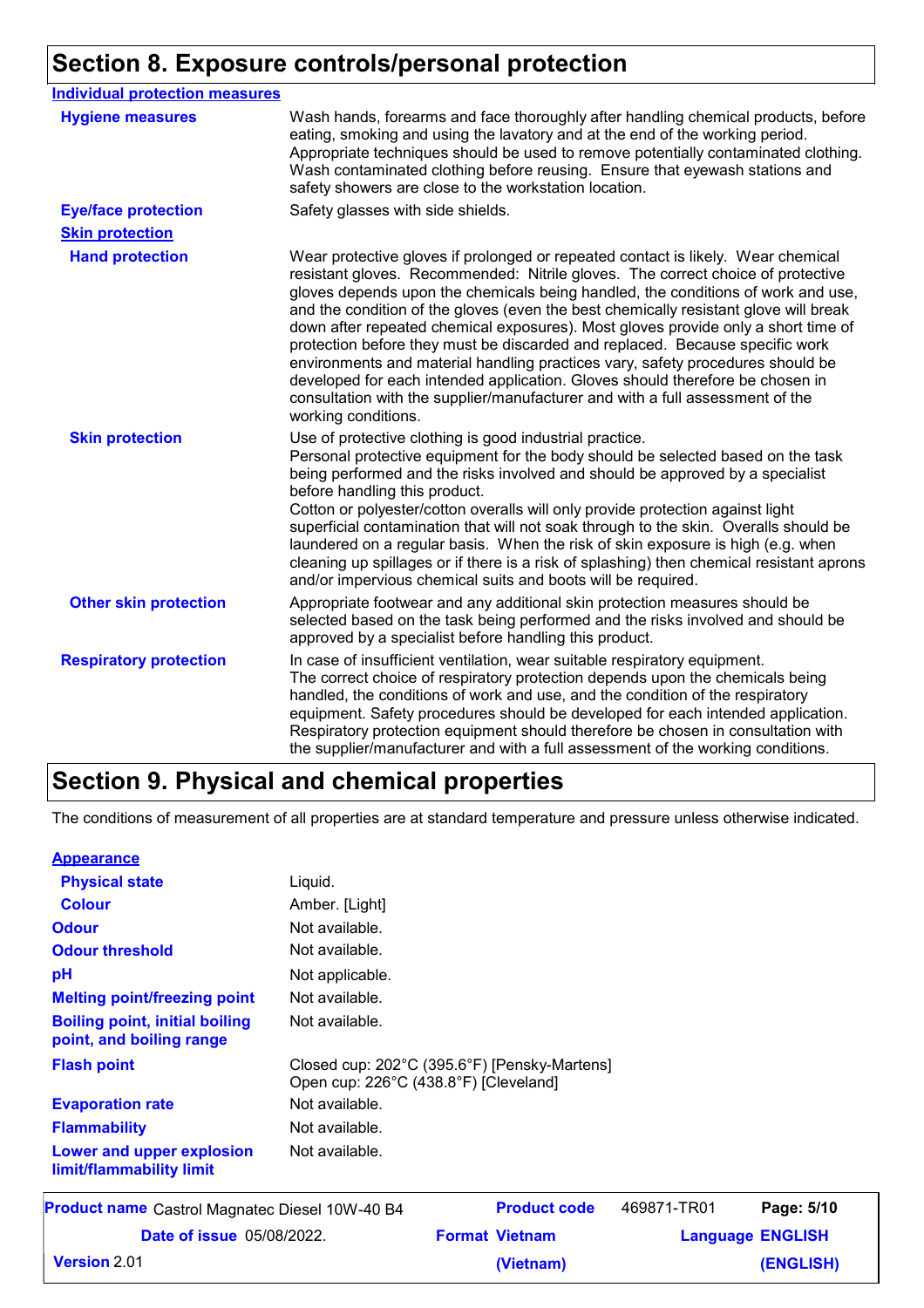## Section 8. Exposure controls/personal protection

**Individual protection measures**

| | |
|---|---|
| **Hygiene measures** | Wash hands, forearms and face thoroughly after handling chemical products, before eating, smoking and using the lavatory and at the end of the working period. Appropriate techniques should be used to remove potentially contaminated clothing. Wash contaminated clothing before reusing. Ensure that eyewash stations and safety showers are close to the workstation location. |
| **Eye/face protection** | Safety glasses with side shields. |
| **Skin protection** | |
| **Hand protection** | Wear protective gloves if prolonged or repeated contact is likely. Wear chemical resistant gloves. Recommended: Nitrile gloves. The correct choice of protective gloves depends upon the chemicals being handled, the conditions of work and use, and the condition of the gloves (even the best chemically resistant glove will break down after repeated chemical exposures). Most gloves provide only a short time of protection before they must be discarded and replaced. Because specific work environments and material handling practices vary, safety procedures should be developed for each intended application. Gloves should therefore be chosen in consultation with the supplier/manufacturer and with a full assessment of the working conditions. |
| **Skin protection** | Use of protective clothing is good industrial practice. Personal protective equipment for the body should be selected based on the task being performed and the risks involved and should be approved by a specialist before handling this product. Cotton or polyester/cotton overalls will only provide protection against light superficial contamination that will not soak through to the skin. Overalls should be laundered on a regular basis. When the risk of skin exposure is high (e.g. when cleaning up spillages or if there is a risk of splashing) then chemical resistant aprons and/or impervious chemical suits and boots will be required. |
| **Other skin protection** | Appropriate footwear and any additional skin protection measures should be selected based on the task being performed and the risks involved and should be approved by a specialist before handling this product. |
| **Respiratory protection** | In case of insufficient ventilation, wear suitable respiratory equipment. The correct choice of respiratory protection depends upon the chemicals being handled, the conditions of work and use, and the condition of the respiratory equipment. Safety procedures should be developed for each intended application. Respiratory protection equipment should therefore be chosen in consultation with the supplier/manufacturer and with a full assessment of the working conditions. |

## Section 9. Physical and chemical properties

The conditions of measurement of all properties are at standard temperature and pressure unless otherwise indicated.

**Appearance**

| | |
|---|---|
| **Physical state** | Liquid. |
| **Colour** | Amber. [Light] |
| **Odour** | Not available. |
| **Odour threshold** | Not available. |
| **pH** | Not applicable. |
| **Melting point/freezing point** | Not available. |
| **Boiling point, initial boiling point, and boiling range** | Not available. |
| **Flash point** | Closed cup: 202°C (395.6°F) [Pensky-Martens]<br>Open cup: 226°C (438.8°F) [Cleveland] |
| **Evaporation rate** | Not available. |
| **Flammability** | Not available. |
| **Lower and upper explosion limit/flammability limit** | Not available. |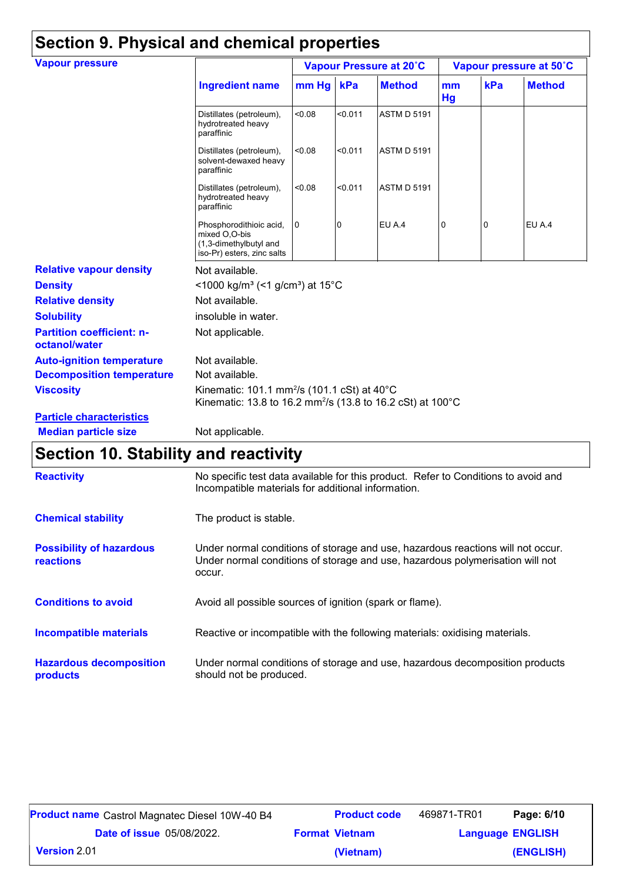## Section 9. Physical and chemical properties

**Vapour pressure**

| Ingredient name | Vapour Pressure at 20˚C | | | Vapour pressure at 50˚C | | |
|---|---|---|---|---|---|---|
| | mm Hg | kPa | Method | mm Hg | kPa | Method |
| Distillates (petroleum), hydrotreated heavy paraffinic | <0.08 | <0.011 | ASTM D 5191 | | | |
| Distillates (petroleum), solvent-dewaxed heavy paraffinic | <0.08 | <0.011 | ASTM D 5191 | | | |
| Distillates (petroleum), hydrotreated heavy paraffinic | <0.08 | <0.011 | ASTM D 5191 | | | |
| Phosphorodithioic acid, mixed O,O-bis (1,3-dimethylbutyl and iso-Pr) esters, zinc salts | 0 | 0 | EU A.4 | 0 | 0 | EU A.4 |

**Relative vapour density** Not available.

**Density** <1000 kg/m³ (<1 g/cm³) at 15°C

**Relative density** Not available.

**Solubility** insoluble in water.

**Partition coefficient: n-octanol/water** Not applicable.

**Auto-ignition temperature** Not available.

**Decomposition temperature** Not available.

**Viscosity** Kinematic: 101.1 $mm^2/s$ (101.1 cSt) at 40°C
Kinematic: 13.8 to 16.2 $mm^2/s$ (13.8 to 16.2 cSt) at 100°C

**Particle characteristics**

**Median particle size** Not applicable.

## Section 10. Stability and reactivity

**Reactivity** No specific test data available for this product. Refer to Conditions to avoid and Incompatible materials for additional information.

**Chemical stability** The product is stable.

**Possibility of hazardous reactions** Under normal conditions of storage and use, hazardous reactions will not occur. Under normal conditions of storage and use, hazardous polymerisation will not occur.

**Conditions to avoid** Avoid all possible sources of ignition (spark or flame).

**Incompatible materials** Reactive or incompatible with the following materials: oxidising materials.

**Hazardous decomposition products** Under normal conditions of storage and use, hazardous decomposition products should not be produced.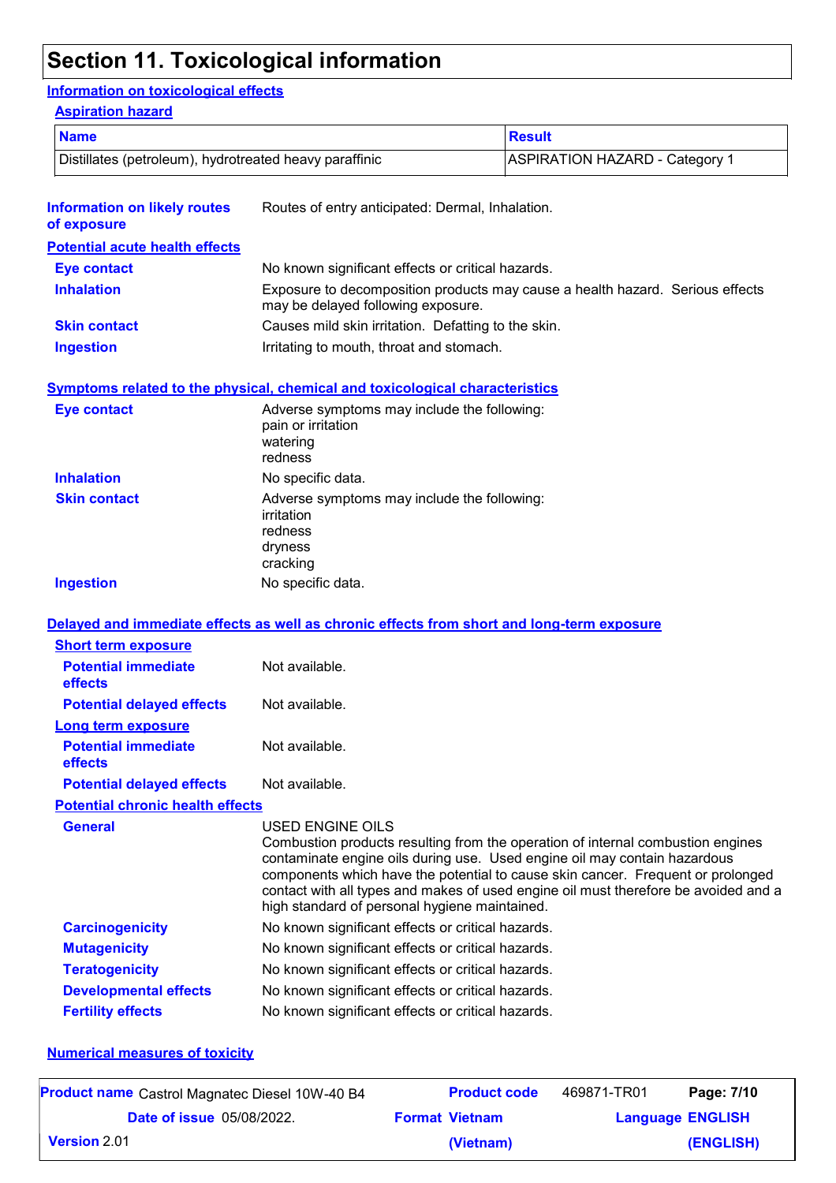# Section 11. Toxicological information

## Information on toxicological effects

### Aspiration hazard

| Name | Result |
| --- | --- |
| Distillates (petroleum), hydrotreated heavy paraffinic | ASPIRATION HAZARD - Category 1 |

**Information on likely routes of exposure**: Routes of entry anticipated: Dermal, Inhalation.

### Potential acute health effects

**Eye contact**: No known significant effects or critical hazards.

**Inhalation**: Exposure to decomposition products may cause a health hazard. Serious effects may be delayed following exposure.

**Skin contact**: Causes mild skin irritation. Defatting to the skin.

**Ingestion**: Irritating to mouth, throat and stomach.

### Symptoms related to the physical, chemical and toxicological characteristics

**Eye contact**: Adverse symptoms may include the following:
pain or irritation
watering
redness

**Inhalation**: No specific data.

**Skin contact**: Adverse symptoms may include the following:
irritation
redness
dryness
cracking

**Ingestion**: No specific data.

### Delayed and immediate effects as well as chronic effects from short and long-term exposure

#### Short term exposure

**Potential immediate effects**: Not available.

**Potential delayed effects**: Not available.

#### Long term exposure

**Potential immediate effects**: Not available.

**Potential delayed effects**: Not available.

#### Potential chronic health effects

**General**: USED ENGINE OILS
Combustion products resulting from the operation of internal combustion engines contaminate engine oils during use. Used engine oil may contain hazardous components which have the potential to cause skin cancer. Frequent or prolonged contact with all types and makes of used engine oil must therefore be avoided and a high standard of personal hygiene maintained.

**Carcinogenicity**: No known significant effects or critical hazards.

**Mutagenicity**: No known significant effects or critical hazards.

**Teratogenicity**: No known significant effects or critical hazards.

**Developmental effects**: No known significant effects or critical hazards.

**Fertility effects**: No known significant effects or critical hazards.

### Numerical measures of toxicity

| **Product name** Castrol Magnatec Diesel 10W-40 B4 | **Product code** 469871-TR01 | **Page: 7/10** |
| --- | --- | --- |
| **Date of issue** 05/08/2022. | **Format** Vietnam (Vietnam) | **Language** ENGLISH (ENGLISH) |
| **Version** 2.01 | | |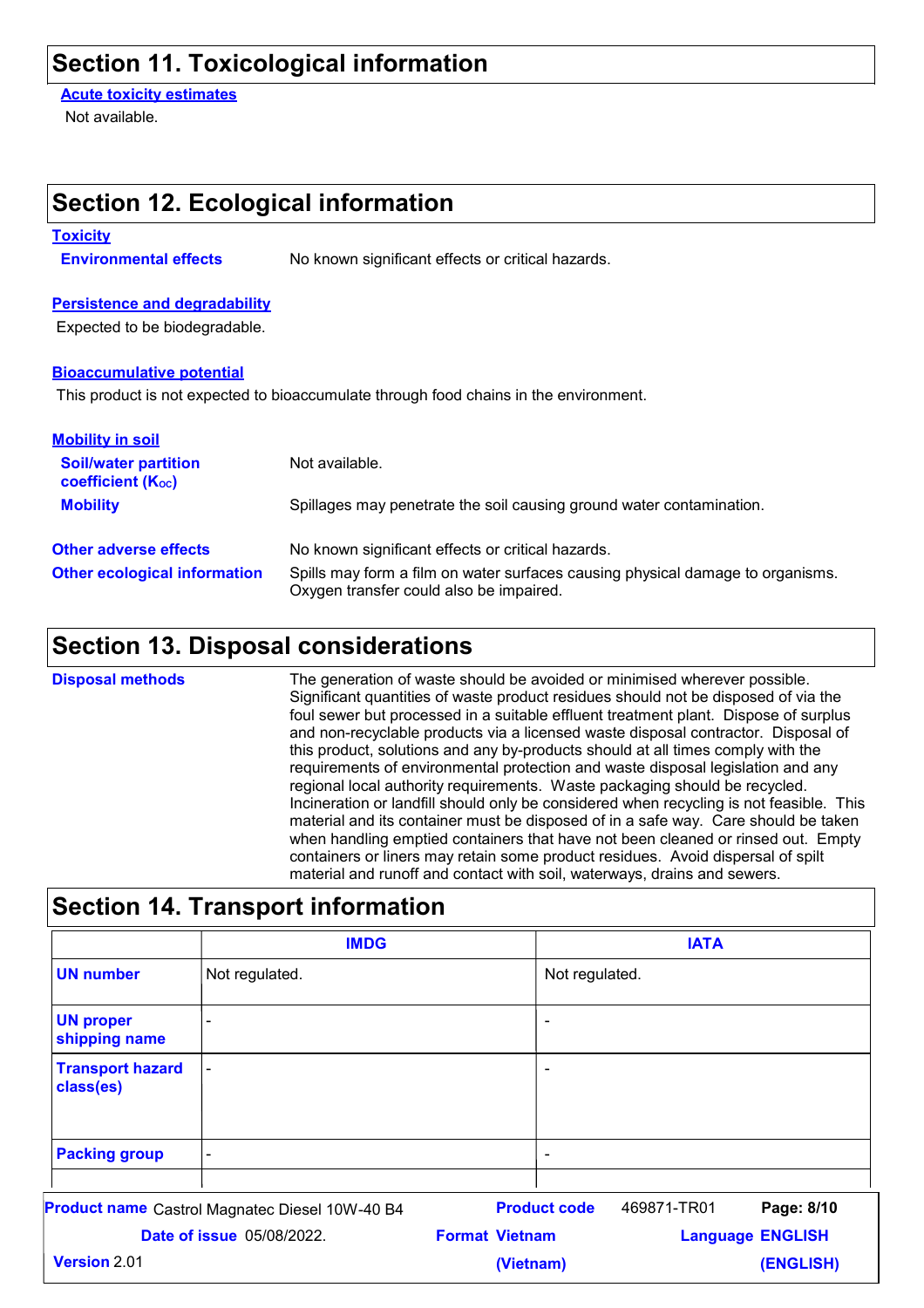## Section 11. Toxicological information

**Acute toxicity estimates**

Not available.

## Section 12. Ecological information

**Toxicity**

**Environmental effects**: No known significant effects or critical hazards.

**Persistence and degradability**

Expected to be biodegradable.

**Bioaccumulative potential**

This product is not expected to bioaccumulate through food chains in the environment.

**Mobility in soil**

**Soil/water partition coefficient ($K_{OC}$)**: Not available.

**Mobility**: Spillages may penetrate the soil causing ground water contamination.

**Other adverse effects**: No known significant effects or critical hazards.

**Other ecological information**: Spills may form a film on water surfaces causing physical damage to organisms. Oxygen transfer could also be impaired.

## Section 13. Disposal considerations

**Disposal methods**: The generation of waste should be avoided or minimised wherever possible. Significant quantities of waste product residues should not be disposed of via the foul sewer but processed in a suitable effluent treatment plant. Dispose of surplus and non-recyclable products via a licensed waste disposal contractor. Disposal of this product, solutions and any by-products should at all times comply with the requirements of environmental protection and waste disposal legislation and any regional local authority requirements. Waste packaging should be recycled. Incineration or landfill should only be considered when recycling is not feasible. This material and its container must be disposed of in a safe way. Care should be taken when handling emptied containers that have not been cleaned or rinsed out. Empty containers or liners may retain some product residues. Avoid dispersal of spilt material and runoff and contact with soil, waterways, drains and sewers.

## Section 14. Transport information

| | IMDG | IATA |
|---|---|---|
| **UN number** | Not regulated. | Not regulated. |
| **UN proper shipping name** | - | - |
| **Transport hazard class(es)** | - | - |
| **Packing group** | - | - |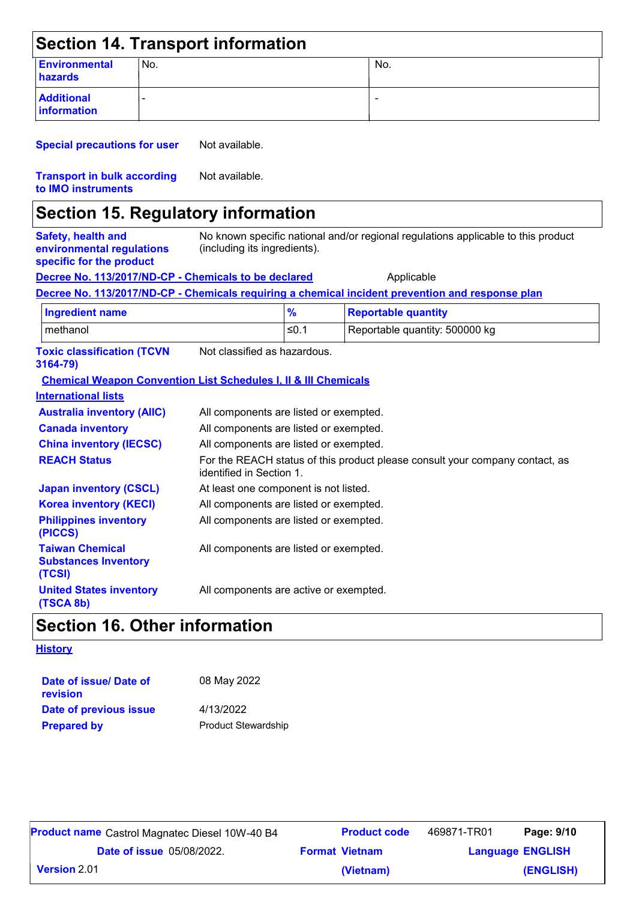## Section 14. Transport information

| | | |
|---|---|---|
| **Environmental hazards** | No. | No. |
| **Additional information** | - | - |

**Special precautions for user** Not available.

**Transport in bulk according to IMO instruments** Not available.

## Section 15. Regulatory information

**Safety, health and environmental regulations specific for the product** No known specific national and/or regional regulations applicable to this product (including its ingredients).

**Decree No. 113/2017/ND-CP - Chemicals to be declared** Applicable

**Decree No. 113/2017/ND-CP - Chemicals requiring a chemical incident prevention and response plan**

| Ingredient name | % | Reportable quantity |
|---|---|---|
| methanol | ≤0.1 | Reportable quantity: 500000 kg |

**Toxic classification (TCVN 3164-79)** Not classified as hazardous.

**Chemical Weapon Convention List Schedules I, II & III Chemicals**

**International lists**

**Australia inventory (AIIC)** All components are listed or exempted.

**Canada inventory** All components are listed or exempted.

**China inventory (IECSC)** All components are listed or exempted.

**REACH Status** For the REACH status of this product please consult your company contact, as identified in Section 1.

**Japan inventory (CSCL)** At least one component is not listed.

**Korea inventory (KECI)** All components are listed or exempted.

**Philippines inventory (PICCS)** All components are listed or exempted.

**Taiwan Chemical Substances Inventory (TCSI)** All components are listed or exempted.

**United States inventory (TSCA 8b)** All components are active or exempted.

## Section 16. Other information

**History**

**Date of issue/ Date of revision** 08 May 2022

**Date of previous issue** 4/13/2022

**Prepared by** Product Stewardship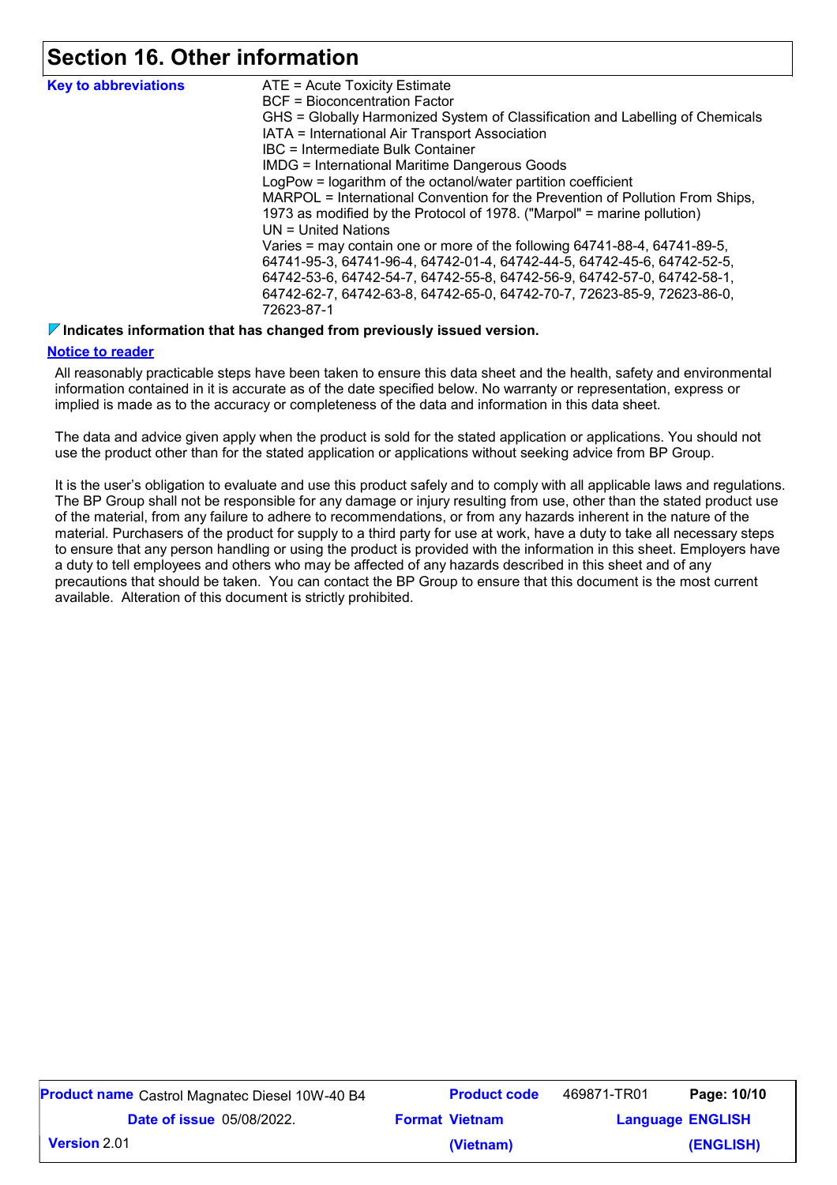## Section 16. Other information

**Key to abbreviations**

ATE = Acute Toxicity Estimate
BCF = Bioconcentration Factor
GHS = Globally Harmonized System of Classification and Labelling of Chemicals
IATA = International Air Transport Association
IBC = Intermediate Bulk Container
IMDG = International Maritime Dangerous Goods
LogPow = logarithm of the octanol/water partition coefficient
MARPOL = International Convention for the Prevention of Pollution From Ships, 1973 as modified by the Protocol of 1978. ("Marpol" = marine pollution)
UN = United Nations
Varies = may contain one or more of the following 64741-88-4, 64741-89-5, 64741-95-3, 64741-96-4, 64742-01-4, 64742-44-5, 64742-45-6, 64742-52-5, 64742-53-6, 64742-54-7, 64742-55-8, 64742-56-9, 64742-57-0, 64742-58-1, 64742-62-7, 64742-63-8, 64742-65-0, 64742-70-7, 72623-85-9, 72623-86-0, 72623-87-1

**Indicates information that has changed from previously issued version.**

**Notice to reader**

All reasonably practicable steps have been taken to ensure this data sheet and the health, safety and environmental information contained in it is accurate as of the date specified below. No warranty or representation, express or implied is made as to the accuracy or completeness of the data and information in this data sheet.

The data and advice given apply when the product is sold for the stated application or applications. You should not use the product other than for the stated application or applications without seeking advice from BP Group.

It is the user's obligation to evaluate and use this product safely and to comply with all applicable laws and regulations. The BP Group shall not be responsible for any damage or injury resulting from use, other than the stated product use of the material, from any failure to adhere to recommendations, or from any hazards inherent in the nature of the material. Purchasers of the product for supply to a third party for use at work, have a duty to take all necessary steps to ensure that any person handling or using the product is provided with the information in this sheet. Employers have a duty to tell employees and others who may be affected of any hazards described in this sheet and of any precautions that should be taken. You can contact the BP Group to ensure that this document is the most current available. Alteration of this document is strictly prohibited.